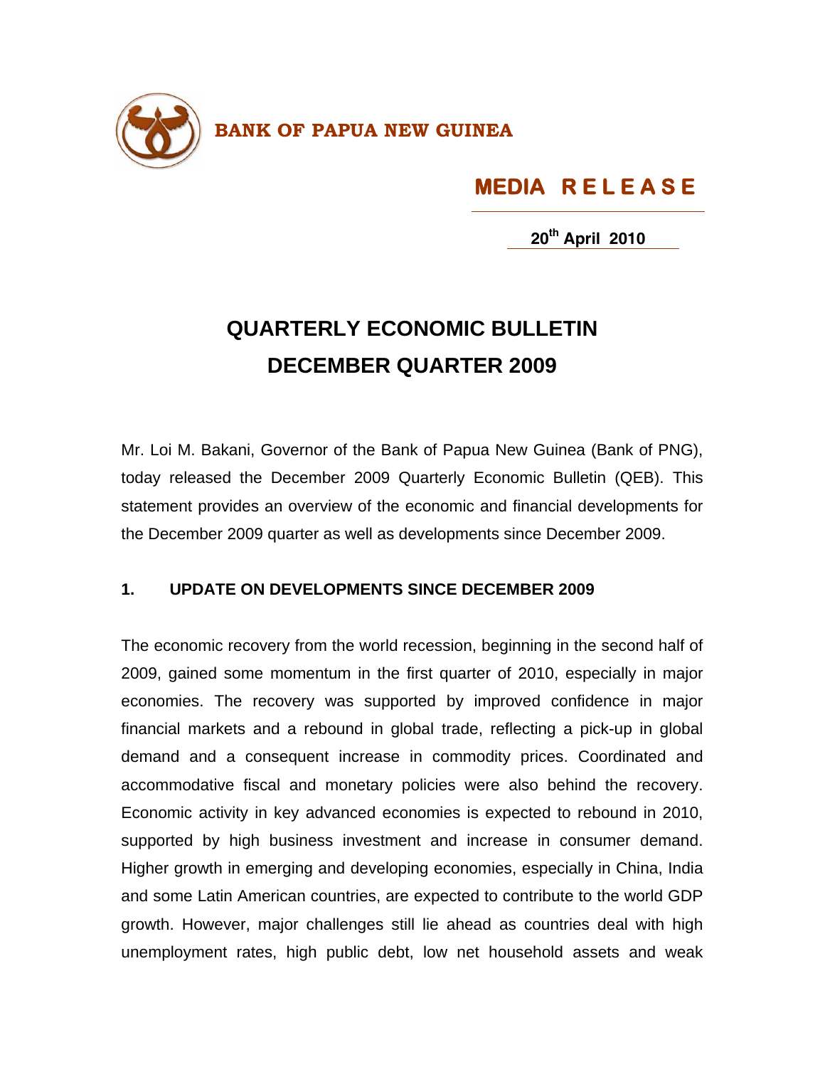**BANK OF PAPUA NEW GUINEA**

**MEDIA RELEASE**

**20th April 2010**

# QUARTERLY ECONOMIC BULLETIN DECEMBER QUARTER 2009

Mr. Loi M. Bakani, Governor of the Bank of Papua New Guinea (Bank of PNG), today released the December 2009 Quarterly Economic Bulletin (QEB). This statement provides an overview of the economic and financial developments for the December 2009 quarter as well as developments since December 2009.

## 1. UPDATE ON DEVELOPMENTS SINCE DECEMBER 2009

The economic recovery from the world recession, beginning in the second half of 2009, gained some momentum in the first quarter of 2010, especially in major economies. The recovery was supported by improved confidence in major financial markets and a rebound in global trade, reflecting a pick-up in global demand and a consequent increase in commodity prices. Coordinated and accommodative fiscal and monetary policies were also behind the recovery. Economic activity in key advanced economies is expected to rebound in 2010, supported by high business investment and increase in consumer demand. Higher growth in emerging and developing economies, especially in China, India and some Latin American countries, are expected to contribute to the world GDP growth. However, major challenges still lie ahead as countries deal with high unemployment rates, high public debt, low net household assets and weak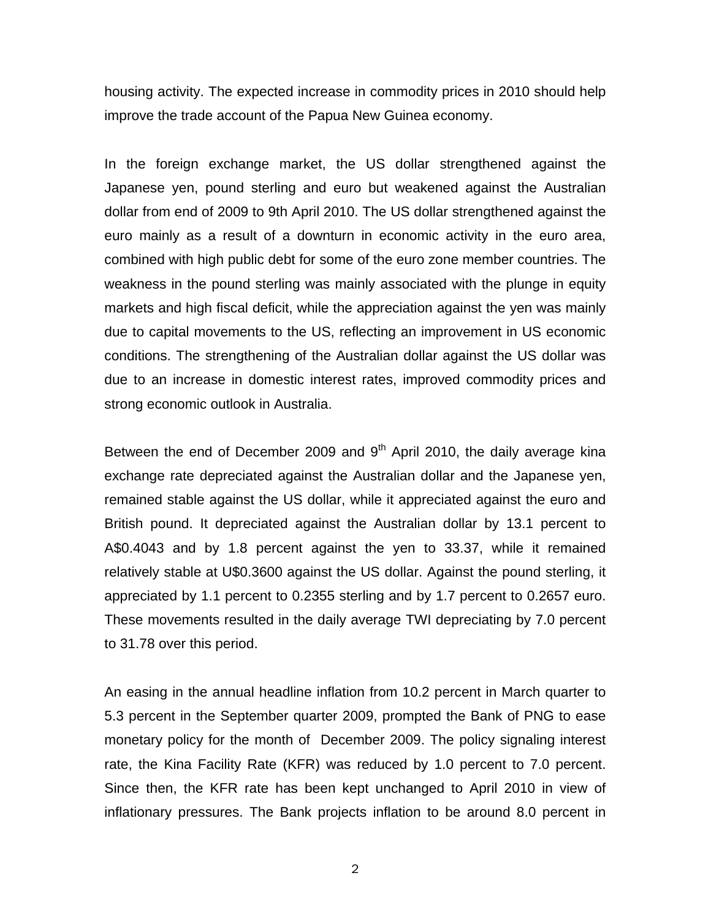housing activity. The expected increase in commodity prices in 2010 should help improve the trade account of the Papua New Guinea economy.

In the foreign exchange market, the US dollar strengthened against the Japanese yen, pound sterling and euro but weakened against the Australian dollar from end of 2009 to 9th April 2010. The US dollar strengthened against the euro mainly as a result of a downturn in economic activity in the euro area, combined with high public debt for some of the euro zone member countries. The weakness in the pound sterling was mainly associated with the plunge in equity markets and high fiscal deficit, while the appreciation against the yen was mainly due to capital movements to the US, reflecting an improvement in US economic conditions. The strengthening of the Australian dollar against the US dollar was due to an increase in domestic interest rates, improved commodity prices and strong economic outlook in Australia.

Between the end of December 2009 and 9th April 2010, the daily average kina exchange rate depreciated against the Australian dollar and the Japanese yen, remained stable against the US dollar, while it appreciated against the euro and British pound. It depreciated against the Australian dollar by 13.1 percent to A$0.4043 and by 1.8 percent against the yen to 33.37, while it remained relatively stable at U$0.3600 against the US dollar. Against the pound sterling, it appreciated by 1.1 percent to 0.2355 sterling and by 1.7 percent to 0.2657 euro. These movements resulted in the daily average TWI depreciating by 7.0 percent to 31.78 over this period.

An easing in the annual headline inflation from 10.2 percent in March quarter to 5.3 percent in the September quarter 2009, prompted the Bank of PNG to ease monetary policy for the month of December 2009. The policy signaling interest rate, the Kina Facility Rate (KFR) was reduced by 1.0 percent to 7.0 percent. Since then, the KFR rate has been kept unchanged to April 2010 in view of inflationary pressures. The Bank projects inflation to be around 8.0 percent in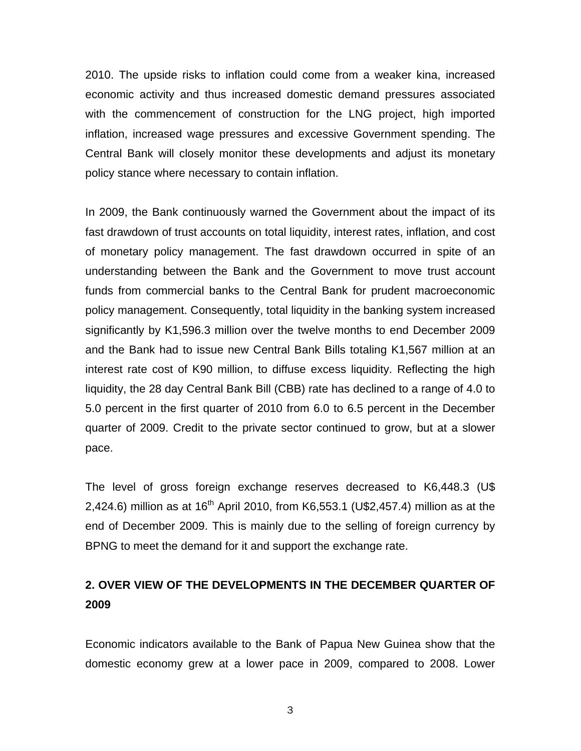2010. The upside risks to inflation could come from a weaker kina, increased economic activity and thus increased domestic demand pressures associated with the commencement of construction for the LNG project, high imported inflation, increased wage pressures and excessive Government spending. The Central Bank will closely monitor these developments and adjust its monetary policy stance where necessary to contain inflation.

In 2009, the Bank continuously warned the Government about the impact of its fast drawdown of trust accounts on total liquidity, interest rates, inflation, and cost of monetary policy management. The fast drawdown occurred in spite of an understanding between the Bank and the Government to move trust account funds from commercial banks to the Central Bank for prudent macroeconomic policy management. Consequently, total liquidity in the banking system increased significantly by K1,596.3 million over the twelve months to end December 2009 and the Bank had to issue new Central Bank Bills totaling K1,567 million at an interest rate cost of K90 million, to diffuse excess liquidity. Reflecting the high liquidity, the 28 day Central Bank Bill (CBB) rate has declined to a range of 4.0 to 5.0 percent in the first quarter of 2010 from 6.0 to 6.5 percent in the December quarter of 2009. Credit to the private sector continued to grow, but at a slower pace.

The level of gross foreign exchange reserves decreased to K6,448.3 (U$ 2,424.6) million as at 16th April 2010, from K6,553.1 (U$2,457.4) million as at the end of December 2009. This is mainly due to the selling of foreign currency by BPNG to meet the demand for it and support the exchange rate.

## 2. OVER VIEW OF THE DEVELOPMENTS IN THE DECEMBER QUARTER OF 2009

Economic indicators available to the Bank of Papua New Guinea show that the domestic economy grew at a lower pace in 2009, compared to 2008. Lower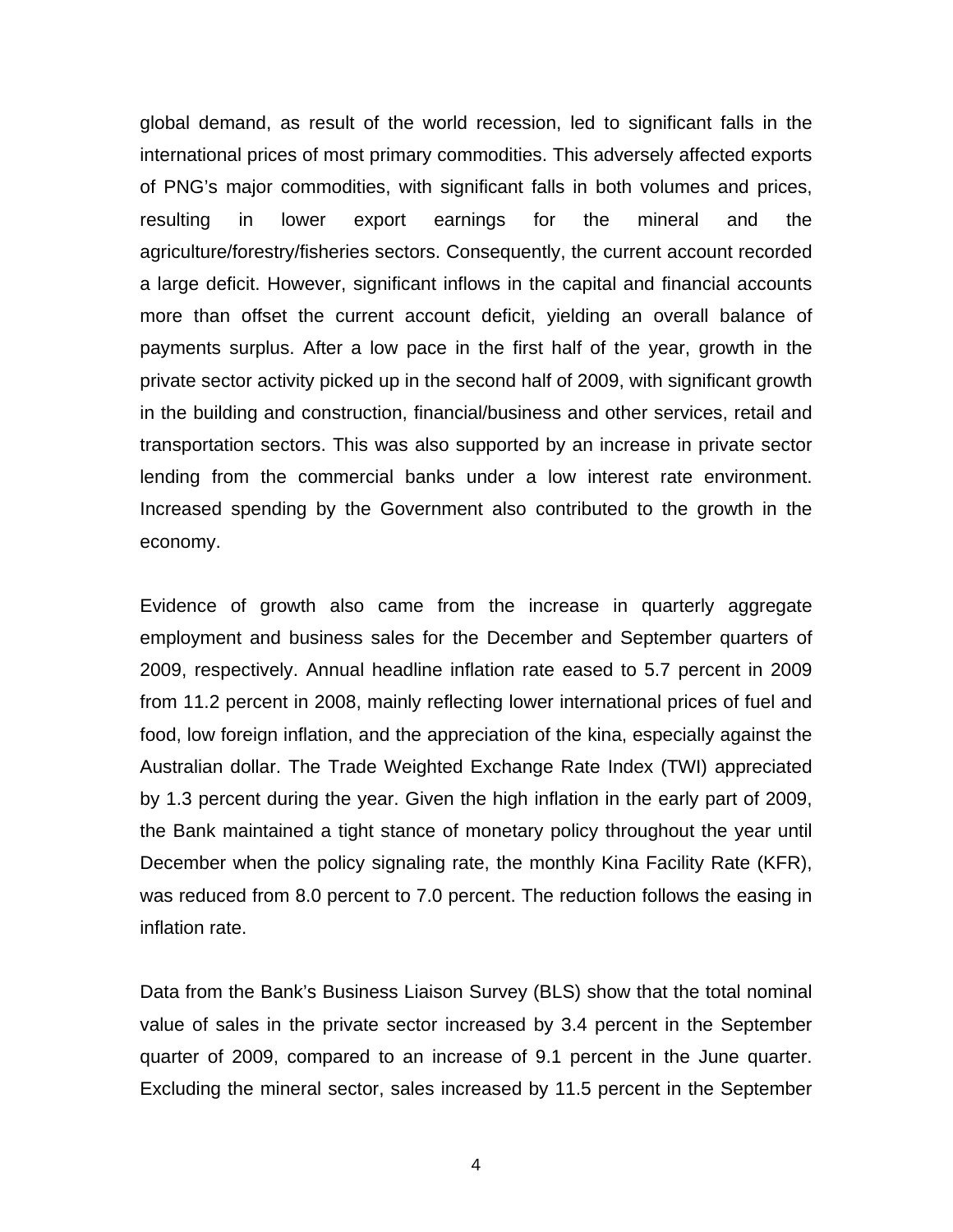global demand, as result of the world recession, led to significant falls in the international prices of most primary commodities. This adversely affected exports of PNG's major commodities, with significant falls in both volumes and prices, resulting in lower export earnings for the mineral and the agriculture/forestry/fisheries sectors. Consequently, the current account recorded a large deficit. However, significant inflows in the capital and financial accounts more than offset the current account deficit, yielding an overall balance of payments surplus. After a low pace in the first half of the year, growth in the private sector activity picked up in the second half of 2009, with significant growth in the building and construction, financial/business and other services, retail and transportation sectors. This was also supported by an increase in private sector lending from the commercial banks under a low interest rate environment. Increased spending by the Government also contributed to the growth in the economy.

Evidence of growth also came from the increase in quarterly aggregate employment and business sales for the December and September quarters of 2009, respectively. Annual headline inflation rate eased to 5.7 percent in 2009 from 11.2 percent in 2008, mainly reflecting lower international prices of fuel and food, low foreign inflation, and the appreciation of the kina, especially against the Australian dollar. The Trade Weighted Exchange Rate Index (TWI) appreciated by 1.3 percent during the year. Given the high inflation in the early part of 2009, the Bank maintained a tight stance of monetary policy throughout the year until December when the policy signaling rate, the monthly Kina Facility Rate (KFR), was reduced from 8.0 percent to 7.0 percent. The reduction follows the easing in inflation rate.

Data from the Bank's Business Liaison Survey (BLS) show that the total nominal value of sales in the private sector increased by 3.4 percent in the September quarter of 2009, compared to an increase of 9.1 percent in the June quarter. Excluding the mineral sector, sales increased by 11.5 percent in the September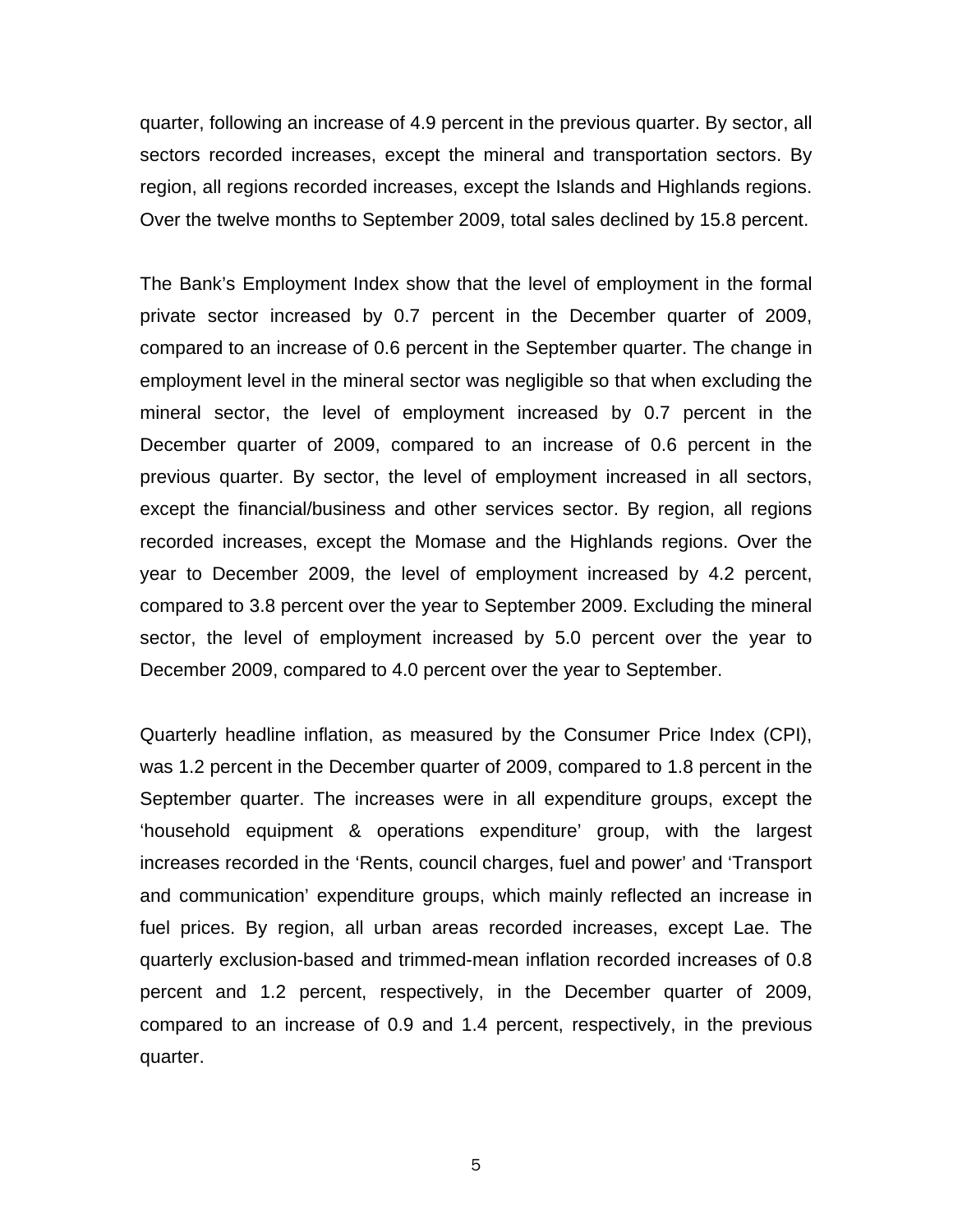quarter, following an increase of 4.9 percent in the previous quarter. By sector, all sectors recorded increases, except the mineral and transportation sectors. By region, all regions recorded increases, except the Islands and Highlands regions. Over the twelve months to September 2009, total sales declined by 15.8 percent.

The Bank's Employment Index show that the level of employment in the formal private sector increased by 0.7 percent in the December quarter of 2009, compared to an increase of 0.6 percent in the September quarter. The change in employment level in the mineral sector was negligible so that when excluding the mineral sector, the level of employment increased by 0.7 percent in the December quarter of 2009, compared to an increase of 0.6 percent in the previous quarter. By sector, the level of employment increased in all sectors, except the financial/business and other services sector. By region, all regions recorded increases, except the Momase and the Highlands regions. Over the year to December 2009, the level of employment increased by 4.2 percent, compared to 3.8 percent over the year to September 2009. Excluding the mineral sector, the level of employment increased by 5.0 percent over the year to December 2009, compared to 4.0 percent over the year to September.

Quarterly headline inflation, as measured by the Consumer Price Index (CPI), was 1.2 percent in the December quarter of 2009, compared to 1.8 percent in the September quarter. The increases were in all expenditure groups, except the 'household equipment & operations expenditure' group, with the largest increases recorded in the 'Rents, council charges, fuel and power' and 'Transport and communication' expenditure groups, which mainly reflected an increase in fuel prices. By region, all urban areas recorded increases, except Lae. The quarterly exclusion-based and trimmed-mean inflation recorded increases of 0.8 percent and 1.2 percent, respectively, in the December quarter of 2009, compared to an increase of 0.9 and 1.4 percent, respectively, in the previous quarter.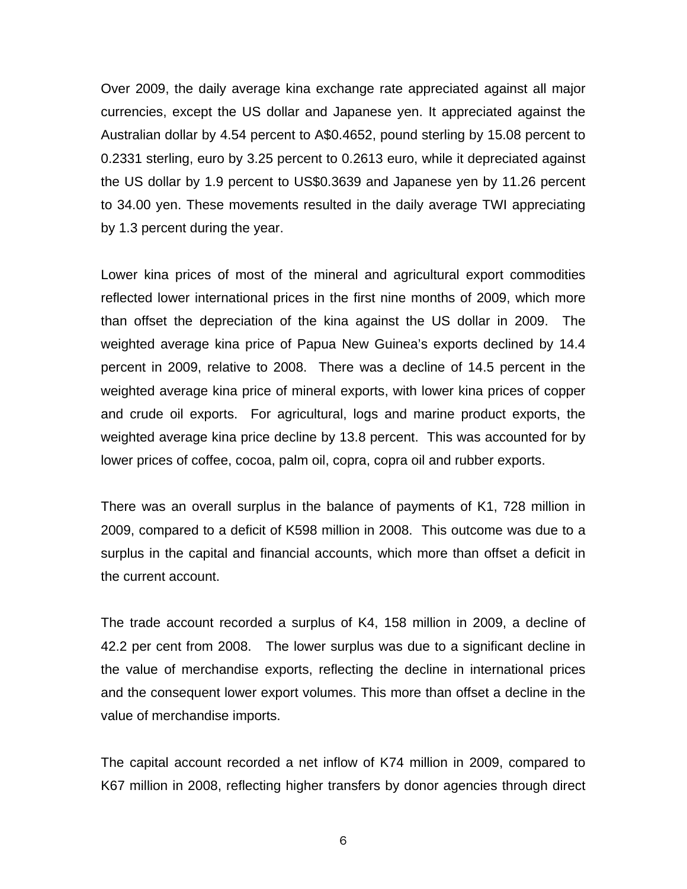Over 2009, the daily average kina exchange rate appreciated against all major currencies, except the US dollar and Japanese yen. It appreciated against the Australian dollar by 4.54 percent to A$0.4652, pound sterling by 15.08 percent to 0.2331 sterling, euro by 3.25 percent to 0.2613 euro, while it depreciated against the US dollar by 1.9 percent to US$0.3639 and Japanese yen by 11.26 percent to 34.00 yen. These movements resulted in the daily average TWI appreciating by 1.3 percent during the year.

Lower kina prices of most of the mineral and agricultural export commodities reflected lower international prices in the first nine months of 2009, which more than offset the depreciation of the kina against the US dollar in 2009. The weighted average kina price of Papua New Guinea's exports declined by 14.4 percent in 2009, relative to 2008. There was a decline of 14.5 percent in the weighted average kina price of mineral exports, with lower kina prices of copper and crude oil exports. For agricultural, logs and marine product exports, the weighted average kina price decline by 13.8 percent. This was accounted for by lower prices of coffee, cocoa, palm oil, copra, copra oil and rubber exports.

There was an overall surplus in the balance of payments of K1, 728 million in 2009, compared to a deficit of K598 million in 2008. This outcome was due to a surplus in the capital and financial accounts, which more than offset a deficit in the current account.

The trade account recorded a surplus of K4, 158 million in 2009, a decline of 42.2 per cent from 2008. The lower surplus was due to a significant decline in the value of merchandise exports, reflecting the decline in international prices and the consequent lower export volumes. This more than offset a decline in the value of merchandise imports.

The capital account recorded a net inflow of K74 million in 2009, compared to K67 million in 2008, reflecting higher transfers by donor agencies through direct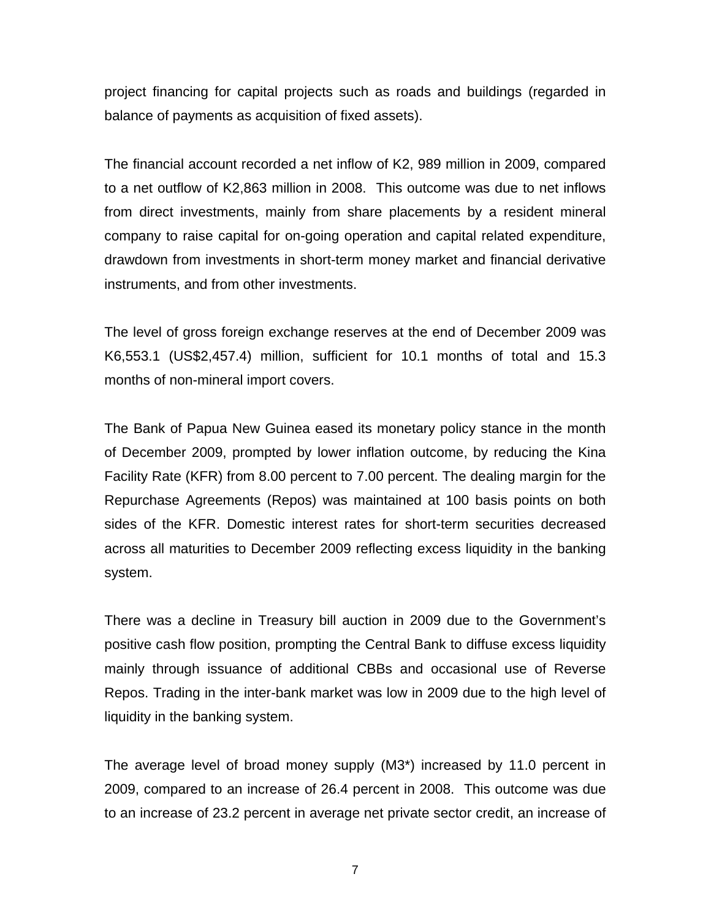project financing for capital projects such as roads and buildings (regarded in balance of payments as acquisition of fixed assets).

The financial account recorded a net inflow of K2, 989 million in 2009, compared to a net outflow of K2,863 million in 2008. This outcome was due to net inflows from direct investments, mainly from share placements by a resident mineral company to raise capital for on-going operation and capital related expenditure, drawdown from investments in short-term money market and financial derivative instruments, and from other investments.

The level of gross foreign exchange reserves at the end of December 2009 was K6,553.1 (US$2,457.4) million, sufficient for 10.1 months of total and 15.3 months of non-mineral import covers.

The Bank of Papua New Guinea eased its monetary policy stance in the month of December 2009, prompted by lower inflation outcome, by reducing the Kina Facility Rate (KFR) from 8.00 percent to 7.00 percent. The dealing margin for the Repurchase Agreements (Repos) was maintained at 100 basis points on both sides of the KFR. Domestic interest rates for short-term securities decreased across all maturities to December 2009 reflecting excess liquidity in the banking system.

There was a decline in Treasury bill auction in 2009 due to the Government's positive cash flow position, prompting the Central Bank to diffuse excess liquidity mainly through issuance of additional CBBs and occasional use of Reverse Repos. Trading in the inter-bank market was low in 2009 due to the high level of liquidity in the banking system.

The average level of broad money supply (M3*) increased by 11.0 percent in 2009, compared to an increase of 26.4 percent in 2008. This outcome was due to an increase of 23.2 percent in average net private sector credit, an increase of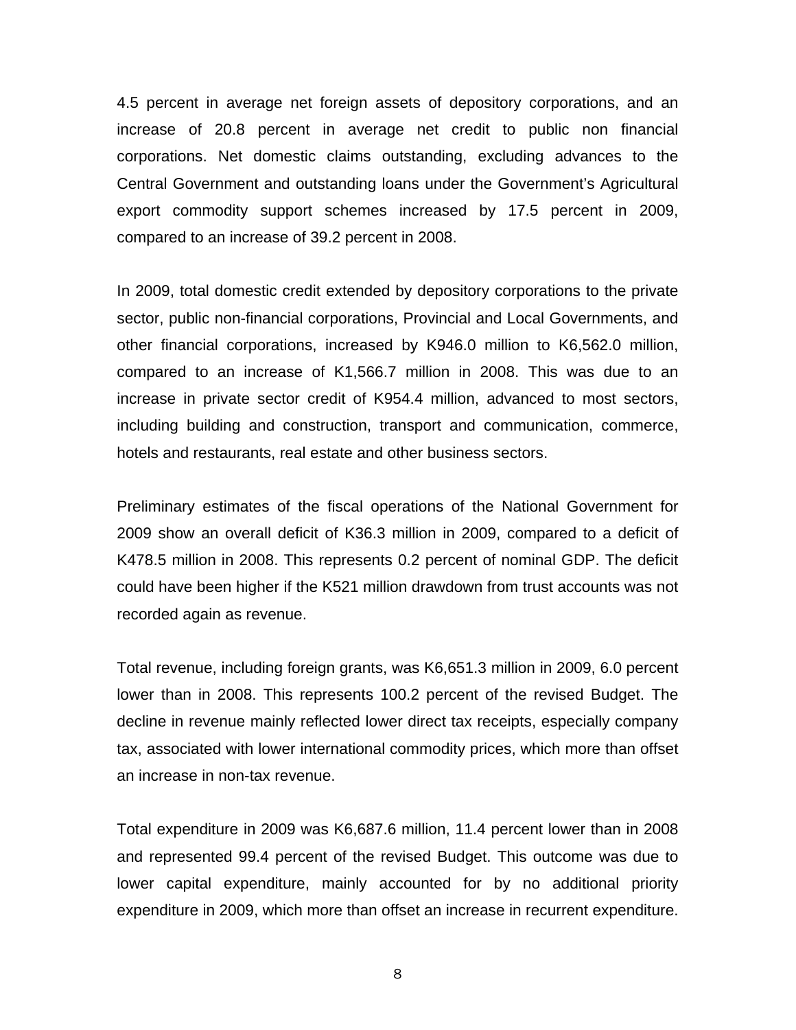4.5 percent in average net foreign assets of depository corporations, and an increase of 20.8 percent in average net credit to public non financial corporations. Net domestic claims outstanding, excluding advances to the Central Government and outstanding loans under the Government's Agricultural export commodity support schemes increased by 17.5 percent in 2009, compared to an increase of 39.2 percent in 2008.

In 2009, total domestic credit extended by depository corporations to the private sector, public non-financial corporations, Provincial and Local Governments, and other financial corporations, increased by K946.0 million to K6,562.0 million, compared to an increase of K1,566.7 million in 2008. This was due to an increase in private sector credit of K954.4 million, advanced to most sectors, including building and construction, transport and communication, commerce, hotels and restaurants, real estate and other business sectors.

Preliminary estimates of the fiscal operations of the National Government for 2009 show an overall deficit of K36.3 million in 2009, compared to a deficit of K478.5 million in 2008. This represents 0.2 percent of nominal GDP. The deficit could have been higher if the K521 million drawdown from trust accounts was not recorded again as revenue.

Total revenue, including foreign grants, was K6,651.3 million in 2009, 6.0 percent lower than in 2008. This represents 100.2 percent of the revised Budget. The decline in revenue mainly reflected lower direct tax receipts, especially company tax, associated with lower international commodity prices, which more than offset an increase in non-tax revenue.

Total expenditure in 2009 was K6,687.6 million, 11.4 percent lower than in 2008 and represented 99.4 percent of the revised Budget. This outcome was due to lower capital expenditure, mainly accounted for by no additional priority expenditure in 2009, which more than offset an increase in recurrent expenditure.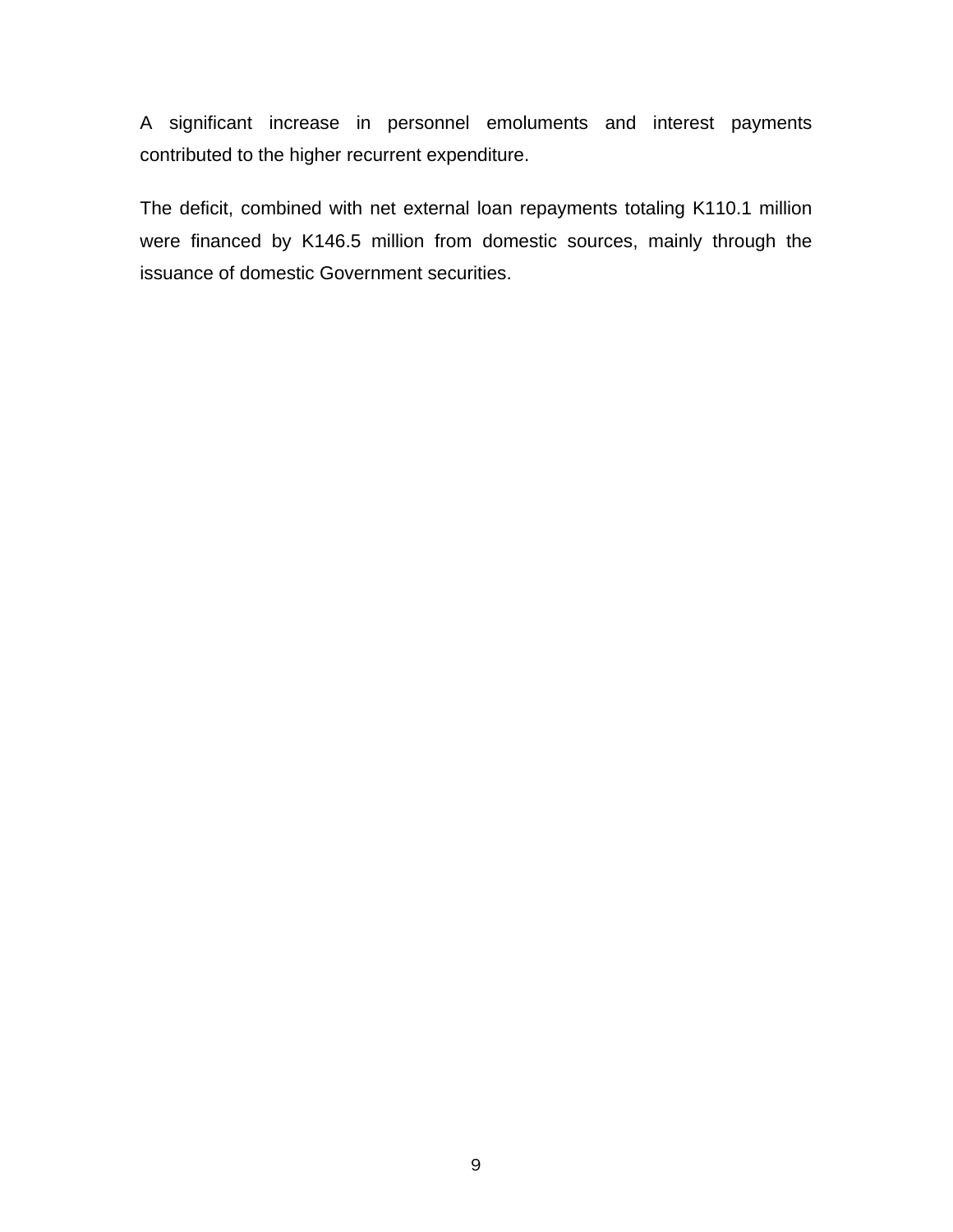A significant increase in personnel emoluments and interest payments contributed to the higher recurrent expenditure.

The deficit, combined with net external loan repayments totaling K110.1 million were financed by K146.5 million from domestic sources, mainly through the issuance of domestic Government securities.